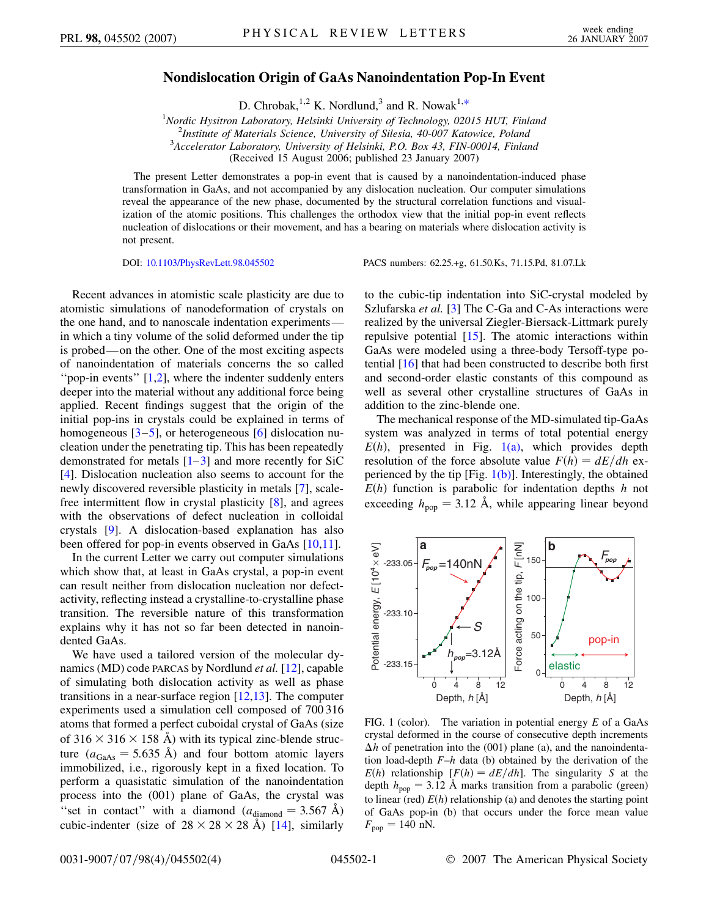# Nondislocation Origin of GaAs Nanoindentation Pop-In Event

D. Chrobak,[1,2] K. Nordlund,[3] and R. Nowak[1,*]

[1]Nordic Hysitron Laboratory, Helsinki University of Technology, 02015 HUT, Finland
[2]Institute of Materials Science, University of Silesia, 40-007 Katowice, Poland
[3]Accelerator Laboratory, University of Helsinki, P.O. Box 43, FIN-00014, Finland
(Received 15 August 2006; published 23 January 2007)

The present Letter demonstrates a pop-in event that is caused by a nanoindentation-induced phase transformation in GaAs, and not accompanied by any dislocation nucleation. Our computer simulations reveal the appearance of the new phase, documented by the structural correlation functions and visualization of the atomic positions. This challenges the orthodox view that the initial pop-in event reflects nucleation of dislocations or their movement, and has a bearing on materials where dislocation activity is not present.

DOI: 10.1103/PhysRevLett.98.045502 PACS numbers: 62.25.+g, 61.50.Ks, 71.15.Pd, 81.07.Lk

Recent advances in atomistic scale plasticity are due to atomistic simulations of nanodeformation of crystals on the one hand, and to nanoscale indentation experiments—in which a tiny volume of the solid deformed under the tip is probed—on the other. One of the most exciting aspects of nanoindentation of materials concerns the so called "pop-in events" [1,2], where the indenter suddenly enters deeper into the material without any additional force being applied. Recent findings suggest that the origin of the initial pop-ins in crystals could be explained in terms of homogeneous [3–5], or heterogeneous [6] dislocation nucleation under the penetrating tip. This has been repeatedly demonstrated for metals [1–3] and more recently for SiC [4]. Dislocation nucleation also seems to account for the newly discovered reversible plasticity in metals [7], scale-free intermittent flow in crystal plasticity [8], and agrees with the observations of defect nucleation in colloidal crystals [9]. A dislocation-based explanation has also been offered for pop-in events observed in GaAs [10,11].

In the current Letter we carry out computer simulations which show that, at least in GaAs crystal, a pop-in event can result neither from dislocation nucleation nor defect-activity, reflecting instead a crystalline-to-crystalline phase transition. The reversible nature of this transformation explains why it has not so far been detected in nanoindented GaAs.

We have used a tailored version of the molecular dynamics (MD) code PARCAS by Nordlund *et al.* [12], capable of simulating both dislocation activity as well as phase transitions in a near-surface region [12,13]. The computer experiments used a simulation cell composed of 700 316 atoms that formed a perfect cuboidal crystal of GaAs (size of 316 × 316 × 158 Å) with its typical zinc-blende structure ($a_{\mathrm{GaAs}} = 5.635$ Å) and four bottom atomic layers immobilized, i.e., rigorously kept in a fixed location. To perform a quasistatic simulation of the nanoindentation process into the (001) plane of GaAs, the crystal was "set in contact" with a diamond ($a_{\mathrm{diamond}} = 3.567$ Å) cubic-indenter (size of 28 × 28 × 28 Å) [14], similarly to the cubic-tip indentation into SiC-crystal modeled by Szlufarska *et al.* [3] The C-Ga and C-As interactions were realized by the universal Ziegler-Biersack-Littmark purely repulsive potential [15]. The atomic interactions within GaAs were modeled using a three-body Tersoff-type potential [16] that had been constructed to describe both first and second-order elastic constants of this compound as well as several other crystalline structures of GaAs in addition to the zinc-blende one.

The mechanical response of the MD-simulated tip-GaAs system was analyzed in terms of total potential energy $E(h)$, presented in Fig. 1(a), which provides depth resolution of the force absolute value $F(h) = dE/dh$ experienced by the tip [Fig. 1(b)]. Interestingly, the obtained $E(h)$ function is parabolic for indentation depths $h$ not exceeding $h_{\mathrm{pop}} = 3.12$ Å, while appearing linear beyond

FIG. 1 (color). The variation in potential energy $E$ of a GaAs crystal deformed in the course of consecutive depth increments $\Delta h$ of penetration into the (001) plane (a), and the nanoindentation load-depth $F$–$h$ data (b) obtained by the derivation of the $E(h)$ relationship $[F(h) = dE/dh]$. The singularity $S$ at the depth $h_{\mathrm{pop}} = 3.12$ Å marks transition from a parabolic (green) to linear (red) $E(h)$ relationship (a) and denotes the starting point of GaAs pop-in (b) that occurs under the force mean value $F_{\mathrm{pop}} = 140$ nN.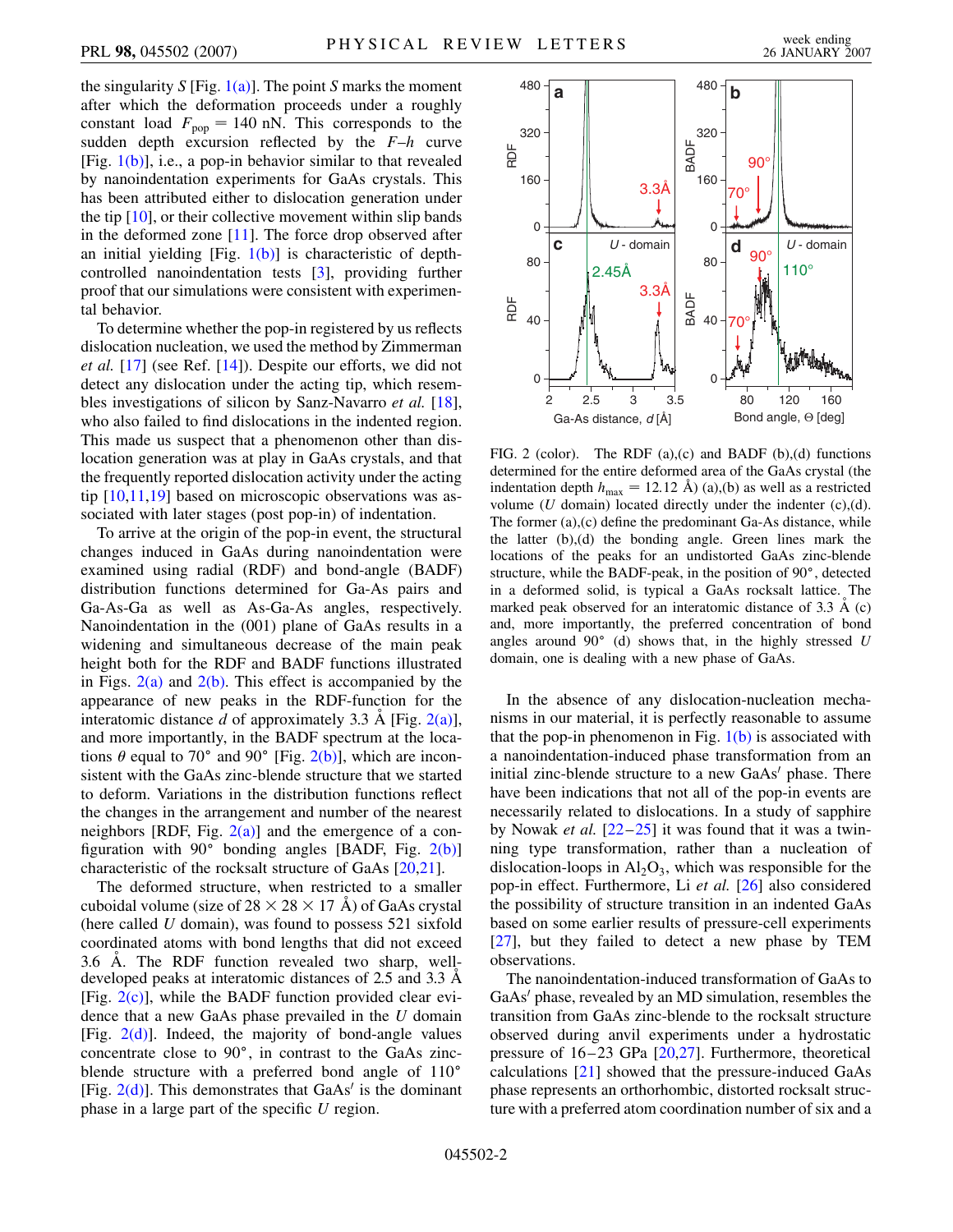the singularity $S$ [Fig. 1(a)]. The point $S$ marks the moment after which the deformation proceeds under a roughly constant load $F_{pop} = 140$ nN. This corresponds to the sudden depth excursion reflected by the $F$–$h$ curve [Fig. 1(b)], i.e., a pop-in behavior similar to that revealed by nanoindentation experiments for GaAs crystals. This has been attributed either to dislocation generation under the tip [10], or their collective movement within slip bands in the deformed zone [11]. The force drop observed after an initial yielding [Fig. 1(b)] is characteristic of depth-controlled nanoindentation tests [3], providing further proof that our simulations were consistent with experimental behavior.

To determine whether the pop-in registered by us reflects dislocation nucleation, we used the method by Zimmerman *et al.* [17] (see Ref. [14]). Despite our efforts, we did not detect any dislocation under the acting tip, which resembles investigations of silicon by Sanz-Navarro *et al.* [18], who also failed to find dislocations in the indented region. This made us suspect that a phenomenon other than dislocation generation was at play in GaAs crystals, and that the frequently reported dislocation activity under the acting tip [10,11,19] based on microscopic observations was associated with later stages (post pop-in) of indentation.

To arrive at the origin of the pop-in event, the structural changes induced in GaAs during nanoindentation were examined using radial (RDF) and bond-angle (BADF) distribution functions determined for Ga-As pairs and Ga-As-Ga as well as As-Ga-As angles, respectively. Nanoindentation in the (001) plane of GaAs results in a widening and simultaneous decrease of the main peak height both for the RDF and BADF functions illustrated in Figs. 2(a) and 2(b). This effect is accompanied by the appearance of new peaks in the RDF-function for the interatomic distance $d$ of approximately 3.3 Å [Fig. 2(a)], and more importantly, in the BADF spectrum at the locations $\theta$ equal to 70° and 90° [Fig. 2(b)], which are inconsistent with the GaAs zinc-blende structure that we started to deform. Variations in the distribution functions reflect the changes in the arrangement and number of the nearest neighbors [RDF, Fig. 2(a)] and the emergence of a configuration with 90° bonding angles [BADF, Fig. 2(b)] characteristic of the rocksalt structure of GaAs [20,21].

The deformed structure, when restricted to a smaller cuboidal volume (size of $28 \times 28 \times 17$ Å) of GaAs crystal (here called $U$ domain), was found to possess 521 sixfold coordinated atoms with bond lengths that did not exceed 3.6 Å. The RDF function revealed two sharp, well-developed peaks at interatomic distances of 2.5 and 3.3 Å [Fig. 2(c)], while the BADF function provided clear evidence that a new GaAs phase prevailed in the $U$ domain [Fig. 2(d)]. Indeed, the majority of bond-angle values concentrate close to 90°, in contrast to the GaAs zinc-blende structure with a preferred bond angle of 110° [Fig. 2(d)]. This demonstrates that GaAs′ is the dominant phase in a large part of the specific $U$ region.

FIG. 2 (color). The RDF (a),(c) and BADF (b),(d) functions determined for the entire deformed area of the GaAs crystal (the indentation depth $h_{max} = 12.12$ Å) (a),(b) as well as a restricted volume ($U$ domain) located directly under the indenter (c),(d). The former (a),(c) define the predominant Ga-As distance, while the latter (b),(d) the bonding angle. Green lines mark the locations of the peaks for an undistorted GaAs zinc-blende structure, while the BADF-peak, in the position of 90°, detected in a deformed solid, is typical a GaAs rocksalt lattice. The marked peak observed for an interatomic distance of 3.3 Å (c) and, more importantly, the preferred concentration of bond angles around 90° (d) shows that, in the highly stressed $U$ domain, one is dealing with a new phase of GaAs.

In the absence of any dislocation-nucleation mechanisms in our material, it is perfectly reasonable to assume that the pop-in phenomenon in Fig. 1(b) is associated with a nanoindentation-induced phase transformation from an initial zinc-blende structure to a new GaAs′ phase. There have been indications that not all of the pop-in events are necessarily related to dislocations. In a study of sapphire by Nowak *et al.* [22–25] it was found that it was a twinning type transformation, rather than a nucleation of dislocation-loops in $Al_2O_3$, which was responsible for the pop-in effect. Furthermore, Li *et al.* [26] also considered the possibility of structure transition in an indented GaAs based on some earlier results of pressure-cell experiments [27], but they failed to detect a new phase by TEM observations.

The nanoindentation-induced transformation of GaAs to GaAs′ phase, revealed by an MD simulation, resembles the transition from GaAs zinc-blende to the rocksalt structure observed during anvil experiments under a hydrostatic pressure of 16–23 GPa [20,27]. Furthermore, theoretical calculations [21] showed that the pressure-induced GaAs phase represents an orthorhombic, distorted rocksalt structure with a preferred atom coordination number of six and a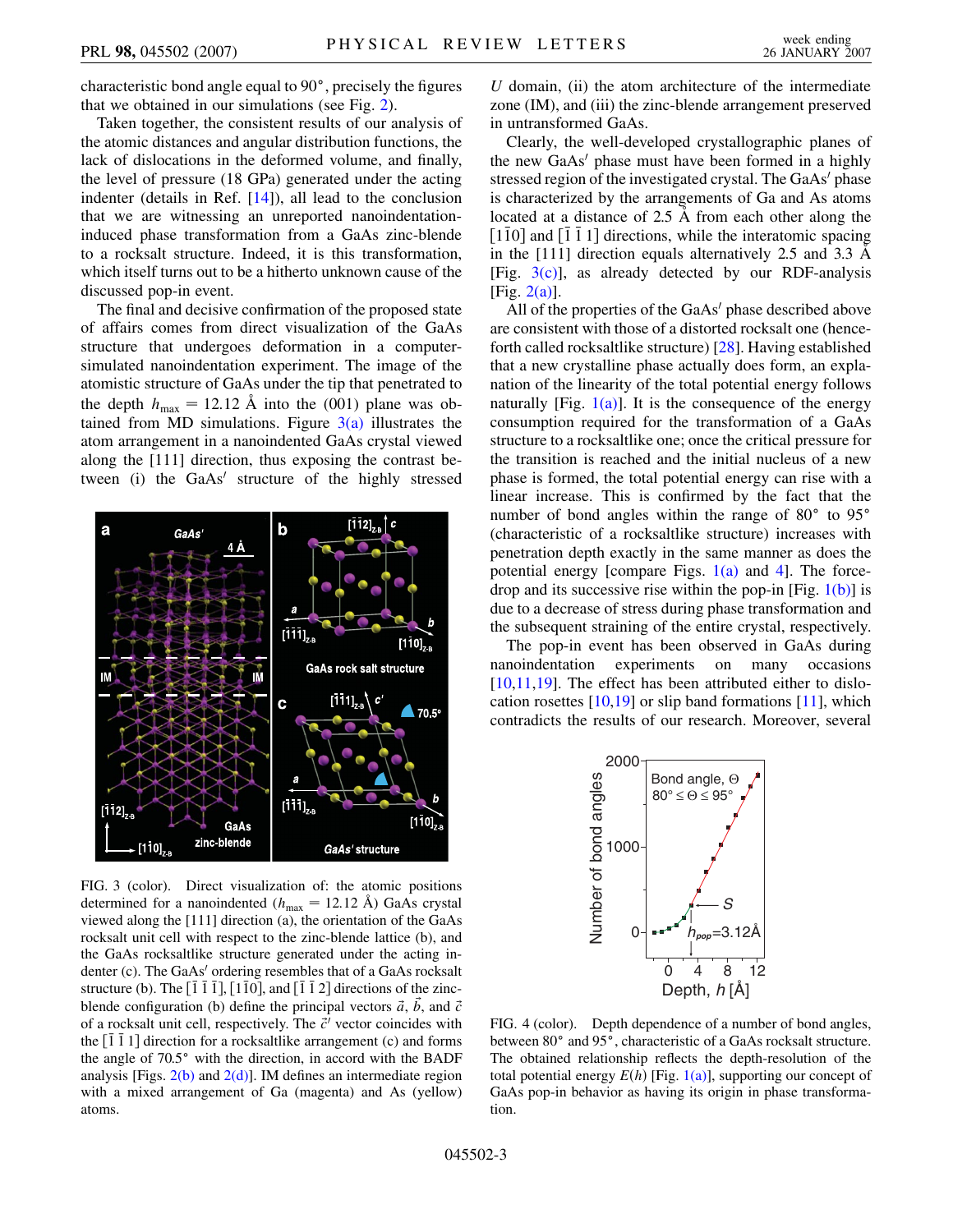characteristic bond angle equal to 90°, precisely the figures that we obtained in our simulations (see Fig. 2).

Taken together, the consistent results of our analysis of the atomic distances and angular distribution functions, the lack of dislocations in the deformed volume, and finally, the level of pressure (18 GPa) generated under the acting indenter (details in Ref. [14]), all lead to the conclusion that we are witnessing an unreported nanoindentation-induced phase transformation from a GaAs zinc-blende to a rocksalt structure. Indeed, it is this transformation, which itself turns out to be a hitherto unknown cause of the discussed pop-in event.

The final and decisive confirmation of the proposed state of affairs comes from direct visualization of the GaAs structure that undergoes deformation in a computer-simulated nanoindentation experiment. The image of the atomistic structure of GaAs under the tip that penetrated to the depth $h_{max} = 12.12$ Å into the (001) plane was obtained from MD simulations. Figure 3(a) illustrates the atom arrangement in a nanoindented GaAs crystal viewed along the [111] direction, thus exposing the contrast between (i) the GaAs′ structure of the highly stressed U domain, (ii) the atom architecture of the intermediate zone (IM), and (iii) the zinc-blende arrangement preserved in untransformed GaAs.

FIG. 3 (color). Direct visualization of: the atomic positions determined for a nanoindented ($h_{max} = 12.12$ Å) GaAs crystal viewed along the [111] direction (a), the orientation of the GaAs rocksalt unit cell with respect to the zinc-blende lattice (b), and the GaAs rocksaltlike structure generated under the acting indenter (c). The GaAs′ ordering resembles that of a GaAs rocksalt structure (b). The $[\bar{1}\,\bar{1}\,\bar{1}]$, $[1\bar{1}0]$, and $[\bar{1}\,\bar{1}\,2]$ directions of the zinc-blende configuration (b) define the principal vectors $\vec{a}$, $\vec{b}$, and $\vec{c}$ of a rocksalt unit cell, respectively. The $\vec{c}'$ vector coincides with the $[\bar{1}\,\bar{1}\,1]$ direction for a rocksaltlike arrangement (c) and forms the angle of 70.5° with the direction, in accord with the BADF analysis [Figs. 2(b) and 2(d)]. IM defines an intermediate region with a mixed arrangement of Ga (magenta) and As (yellow) atoms.

Clearly, the well-developed crystallographic planes of the new GaAs′ phase must have been formed in a highly stressed region of the investigated crystal. The GaAs′ phase is characterized by the arrangements of Ga and As atoms located at a distance of 2.5 Å from each other along the $[1\bar{1}0]$ and $[\bar{1}\,\bar{1}\,1]$ directions, while the interatomic spacing in the [111] direction equals alternatively 2.5 and 3.3 Å [Fig. 3(c)], as already detected by our RDF-analysis [Fig. 2(a)].

All of the properties of the GaAs′ phase described above are consistent with those of a distorted rocksalt one (henceforth called rocksaltlike structure) [28]. Having established that a new crystalline phase actually does form, an explanation of the linearity of the total potential energy follows naturally [Fig. 1(a)]. It is the consequence of the energy consumption required for the transformation of a GaAs structure to a rocksaltlike one; once the critical pressure for the transition is reached and the initial nucleus of a new phase is formed, the total potential energy can rise with a linear increase. This is confirmed by the fact that the number of bond angles within the range of 80° to 95° (characteristic of a rocksaltlike structure) increases with penetration depth exactly in the same manner as does the potential energy [compare Figs. 1(a) and 4]. The force-drop and its successive rise within the pop-in [Fig. 1(b)] is due to a decrease of stress during phase transformation and the subsequent straining of the entire crystal, respectively.

The pop-in event has been observed in GaAs during nanoindentation experiments on many occasions [10,11,19]. The effect has been attributed either to dislocation rosettes [10,19] or slip band formations [11], which contradicts the results of our research. Moreover, several

FIG. 4 (color). Depth dependence of a number of bond angles, between 80° and 95°, characteristic of a GaAs rocksalt structure. The obtained relationship reflects the depth-resolution of the total potential energy $E(h)$ [Fig. 1(a)], supporting our concept of GaAs pop-in behavior as having its origin in phase transformation.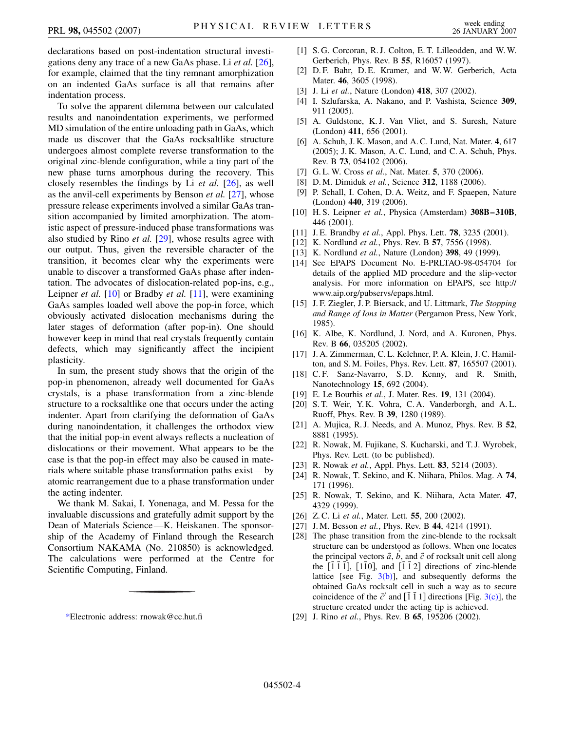declarations based on post-indentation structural investigations deny any trace of a new GaAs phase. Li *et al.* [26], for example, claimed that the tiny remnant amorphization on an indented GaAs surface is all that remains after indentation process.

To solve the apparent dilemma between our calculated results and nanoindentation experiments, we performed MD simulation of the entire unloading path in GaAs, which made us discover that the GaAs rocksaltlike structure undergoes almost complete reverse transformation to the original zinc-blende configuration, while a tiny part of the new phase turns amorphous during the recovery. This closely resembles the findings by Li *et al.* [26], as well as the anvil-cell experiments by Benson *et al.* [27], whose pressure release experiments involved a similar GaAs transition accompanied by limited amorphization. The atomistic aspect of pressure-induced phase transformations was also studied by Rino *et al.* [29], whose results agree with our output. Thus, given the reversible character of the transition, it becomes clear why the experiments were unable to discover a transformed GaAs phase after indentation. The advocates of dislocation-related pop-ins, e.g., Leipner *et al.* [10] or Bradby *et al.* [11], were examining GaAs samples loaded well above the pop-in force, which obviously activated dislocation mechanisms during the later stages of deformation (after pop-in). One should however keep in mind that real crystals frequently contain defects, which may significantly affect the incipient plasticity.

In sum, the present study shows that the origin of the pop-in phenomenon, already well documented for GaAs crystals, is a phase transformation from a zinc-blende structure to a rocksaltlike one that occurs under the acting indenter. Apart from clarifying the deformation of GaAs during nanoindentation, it challenges the orthodox view that the initial pop-in event always reflects a nucleation of dislocations or their movement. What appears to be the case is that the pop-in effect may also be caused in materials where suitable phase transformation paths exist—by atomic rearrangement due to a phase transformation under the acting indenter.

We thank M. Sakai, I. Yonenaga, and M. Pessa for the invaluable discussions and gratefully admit support by the Dean of Materials Science—K. Heiskanen. The sponsorship of the Academy of Finland through the Research Consortium NAKAMA (No. 210850) is acknowledged. The calculations were performed at the Centre for Scientific Computing, Finland.

*Electronic address: rnowak@cc.hut.fi

[1] S. G. Corcoran, R. J. Colton, E. T. Lilleodden, and W. W. Gerberich, Phys. Rev. B **55**, R16057 (1997).

[2] D. F. Bahr, D. E. Kramer, and W. W. Gerberich, Acta Mater. **46**, 3605 (1998).

[3] J. Li *et al.*, Nature (London) **418**, 307 (2002).

[4] I. Szlufarska, A. Nakano, and P. Vashista, Science **309**, 911 (2005).

[5] A. Guldstone, K. J. Van Vliet, and S. Suresh, Nature (London) **411**, 656 (2001).

[6] A. Schuh, J. K. Mason, and A. C. Lund, Nat. Mater. **4**, 617 (2005); J. K. Mason, A. C. Lund, and C. A. Schuh, Phys. Rev. B **73**, 054102 (2006).

[7] G. L. W. Cross *et al.*, Nat. Mater. **5**, 370 (2006).

[8] D. M. Dimiduk *et al.*, Science **312**, 1188 (2006).

[9] P. Schall, I. Cohen, D. A. Weitz, and F. Spaepen, Nature (London) **440**, 319 (2006).

[10] H. S. Leipner *et al.*, Physica (Amsterdam) **308B–310B**, 446 (2001).

[11] J. E. Brandby *et al.*, Appl. Phys. Lett. **78**, 3235 (2001).

[12] K. Nordlund *et al.*, Phys. Rev. B **57**, 7556 (1998).

[13] K. Nordlund *et al.*, Nature (London) **398**, 49 (1999).

[14] See EPAPS Document No. E-PRLTAO-98-054704 for details of the applied MD procedure and the slip-vector analysis. For more information on EPAPS, see http://www.aip.org/pubservs/epaps.html.

[15] J. F. Ziegler, J. P. Biersack, and U. Littmark, *The Stopping and Range of Ions in Matter* (Pergamon Press, New York, 1985).

[16] K. Albe, K. Nordlund, J. Nord, and A. Kuronen, Phys. Rev. B **66**, 035205 (2002).

[17] J. A. Zimmerman, C. L. Kelchner, P. A. Klein, J. C. Hamilton, and S. M. Foiles, Phys. Rev. Lett. **87**, 165507 (2001).

[18] C. F. Sanz-Navarro, S. D. Kenny, and R. Smith, Nanotechnology **15**, 692 (2004).

[19] E. Le Bourhis *et al.*, J. Mater. Res. **19**, 131 (2004).

[20] S. T. Weir, Y. K. Vohra, C. A. Vanderborgh, and A. L. Ruoff, Phys. Rev. B **39**, 1280 (1989).

[21] A. Mujica, R. J. Needs, and A. Munoz, Phys. Rev. B **52**, 8881 (1995).

[22] R. Nowak, M. Fujikane, S. Kucharski, and T. J. Wyrobek, Phys. Rev. Lett. (to be published).

[23] R. Nowak *et al.*, Appl. Phys. Lett. **83**, 5214 (2003).

[24] R. Nowak, T. Sekino, and K. Niihara, Philos. Mag. A **74**, 171 (1996).

[25] R. Nowak, T. Sekino, and K. Niihara, Acta Mater. **47**, 4329 (1999).

[26] Z. C. Li *et al.*, Mater. Lett. **55**, 200 (2002).

[27] J. M. Besson *et al.*, Phys. Rev. B **44**, 4214 (1991).

[28] The phase transition from the zinc-blende to the rocksalt structure can be understood as follows. When one locates the principal vectors $\vec{a}$, $\vec{b}$, and $\vec{c}$ of rocksalt unit cell along the $[\bar{1}\,\bar{1}\,\bar{1}]$, $[1\bar{1}0]$, and $[\bar{1}\,\bar{1}\,2]$ directions of zinc-blende lattice [see Fig. 3(b)], and subsequently deforms the obtained GaAs rocksalt cell in such a way as to secure coincidence of the $\vec{c}'$ and $[\bar{1}\,\bar{1}\,1]$ directions [Fig. 3(c)], the structure created under the acting tip is achieved.

[29] J. Rino *et al.*, Phys. Rev. B **65**, 195206 (2002).